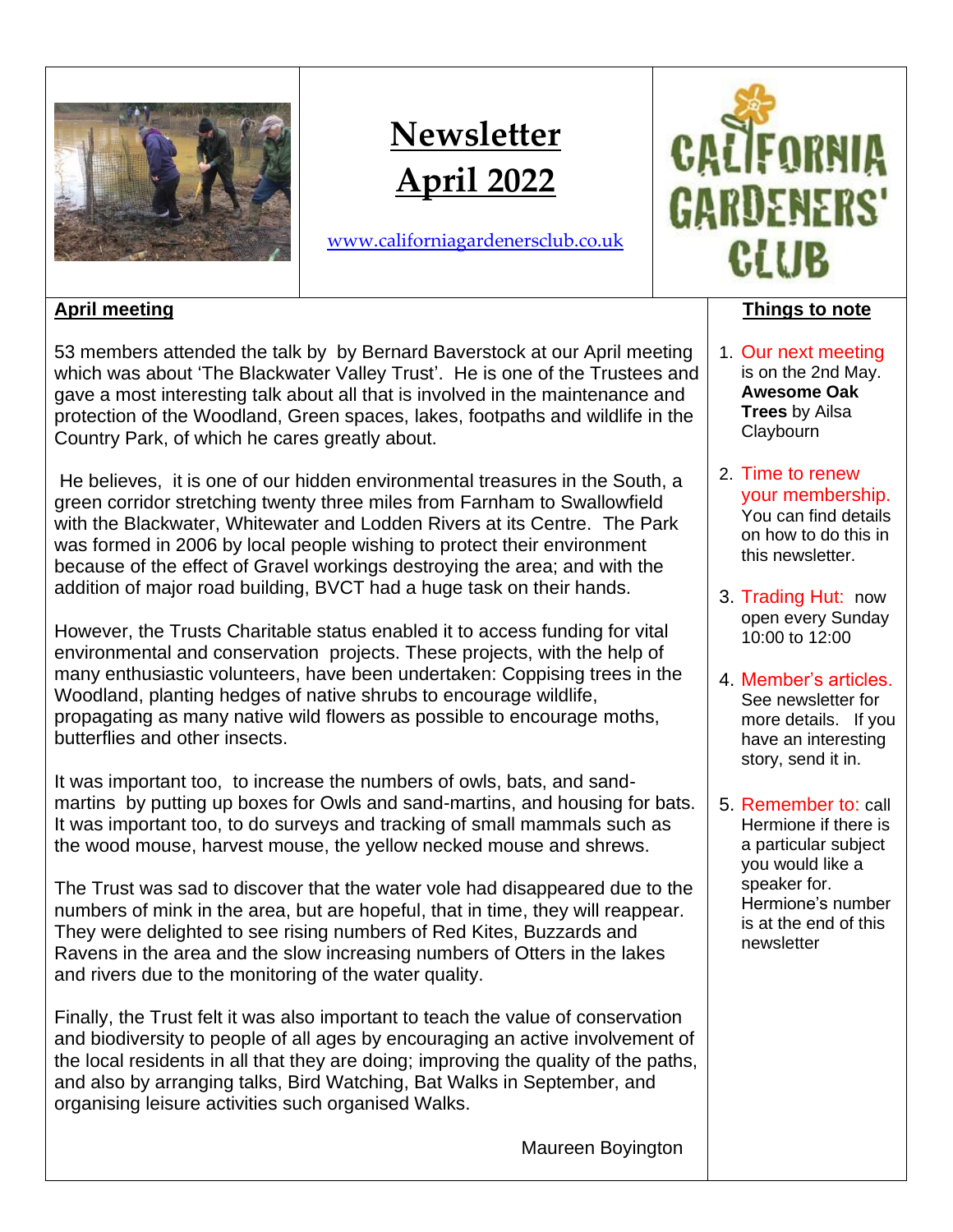# Newsletter April 2022

www.californiagardenersclub.co.uk

CALIFORNIA GARDENERS' CLUB

## April meeting

53 members attended the talk by  by Bernard Baverstock at our April meeting which was about 'The Blackwater Valley Trust'. He is one of the Trustees and gave a most interesting talk about all that is involved in the maintenance and protection of the Woodland, Green spaces, lakes, footpaths and wildlife in the Country Park, of which he cares greatly about.

He believes, it is one of our hidden environmental treasures in the South, a green corridor stretching twenty three miles from Farnham to Swallowfield with the Blackwater, Whitewater and Lodden Rivers at its Centre. The Park was formed in 2006 by local people wishing to protect their environment because of the effect of Gravel workings destroying the area; and with the addition of major road building, BVCT had a huge task on their hands.

However, the Trusts Charitable status enabled it to access funding for vital environmental and conservation projects. These projects, with the help of many enthusiastic volunteers, have been undertaken: Coppising trees in the Woodland, planting hedges of native shrubs to encourage wildlife, propagating as many native wild flowers as possible to encourage moths, butterflies and other insects.

It was important too, to increase the numbers of owls, bats, and sand-martins by putting up boxes for Owls and sand-martins, and housing for bats. It was important too, to do surveys and tracking of small mammals such as the wood mouse, harvest mouse, the yellow necked mouse and shrews.

The Trust was sad to discover that the water vole had disappeared due to the numbers of mink in the area, but are hopeful, that in time, they will reappear. They were delighted to see rising numbers of Red Kites, Buzzards and Ravens in the area and the slow increasing numbers of Otters in the lakes and rivers due to the monitoring of the water quality.

Finally, the Trust felt it was also important to teach the value of conservation and biodiversity to people of all ages by encouraging an active involvement of the local residents in all that they are doing; improving the quality of the paths, and also by arranging talks, Bird Watching, Bat Walks in September, and organising leisure activities such organised Walks.

Maureen Boyington

## Things to note

1. Our next meeting is on the 2nd May. **Awesome Oak Trees** by Ailsa Claybourn
2. Time to renew your membership. You can find details on how to do this in this newsletter.
3. Trading Hut: now open every Sunday 10:00 to 12:00
4. Member's articles. See newsletter for more details. If you have an interesting story, send it in.
5. Remember to: call Hermione if there is a particular subject you would like a speaker for. Hermione's number is at the end of this newsletter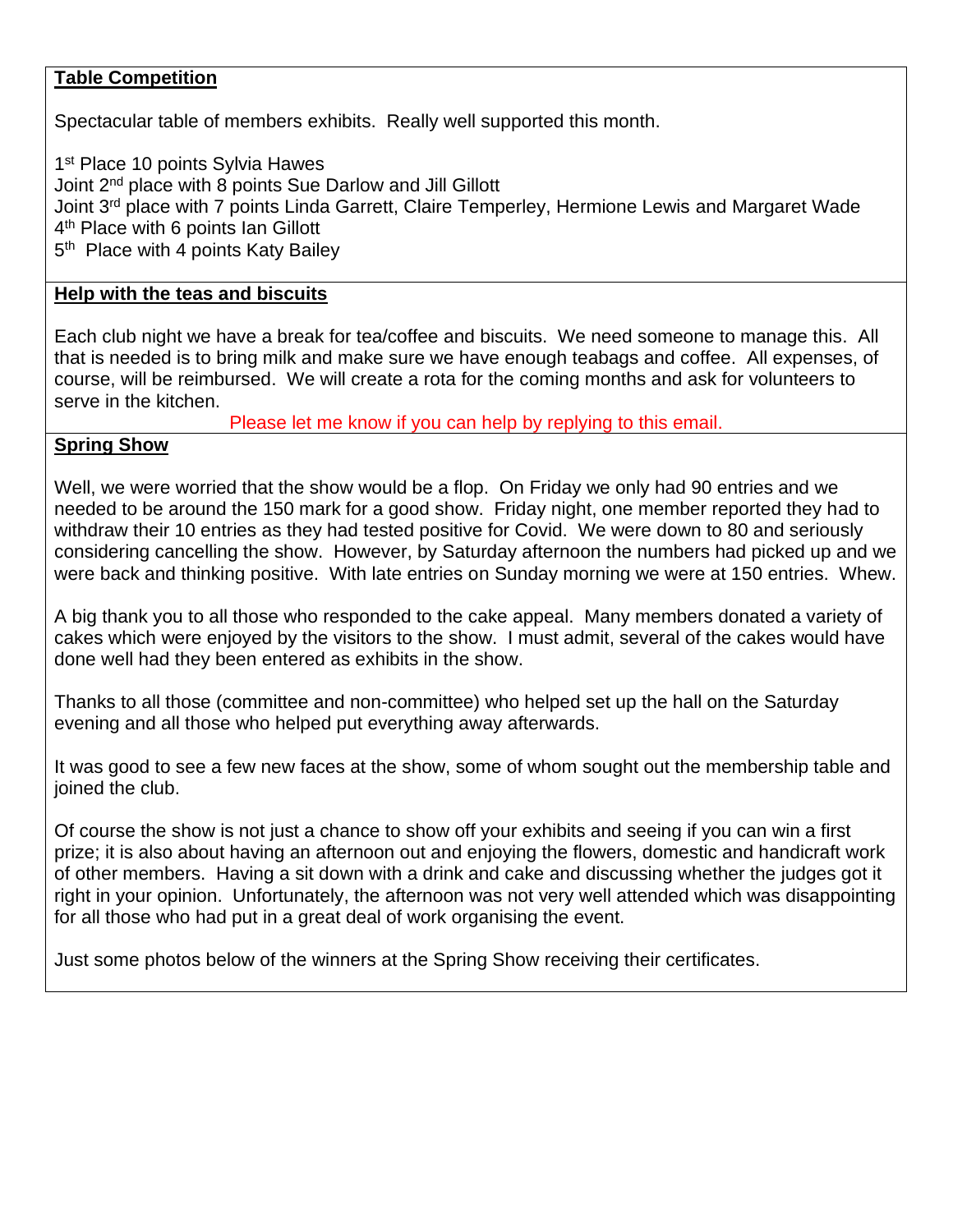**Table Competition**

Spectacular table of members exhibits. Really well supported this month.

1st Place 10 points Sylvia Hawes
Joint 2nd place with 8 points Sue Darlow and Jill Gillott
Joint 3rd place with 7 points Linda Garrett, Claire Temperley, Hermione Lewis and Margaret Wade
4th Place with 6 points Ian Gillott
5th Place with 4 points Katy Bailey

**Help with the teas and biscuits**

Each club night we have a break for tea/coffee and biscuits. We need someone to manage this. All that is needed is to bring milk and make sure we have enough teabags and coffee. All expenses, of course, will be reimbursed. We will create a rota for the coming months and ask for volunteers to serve in the kitchen.

Please let me know if you can help by replying to this email.

**Spring Show**

Well, we were worried that the show would be a flop. On Friday we only had 90 entries and we needed to be around the 150 mark for a good show. Friday night, one member reported they had to withdraw their 10 entries as they had tested positive for Covid. We were down to 80 and seriously considering cancelling the show. However, by Saturday afternoon the numbers had picked up and we were back and thinking positive. With late entries on Sunday morning we were at 150 entries. Whew.

A big thank you to all those who responded to the cake appeal. Many members donated a variety of cakes which were enjoyed by the visitors to the show. I must admit, several of the cakes would have done well had they been entered as exhibits in the show.

Thanks to all those (committee and non-committee) who helped set up the hall on the Saturday evening and all those who helped put everything away afterwards.

It was good to see a few new faces at the show, some of whom sought out the membership table and joined the club.

Of course the show is not just a chance to show off your exhibits and seeing if you can win a first prize; it is also about having an afternoon out and enjoying the flowers, domestic and handicraft work of other members. Having a sit down with a drink and cake and discussing whether the judges got it right in your opinion. Unfortunately, the afternoon was not very well attended which was disappointing for all those who had put in a great deal of work organising the event.

Just some photos below of the winners at the Spring Show receiving their certificates.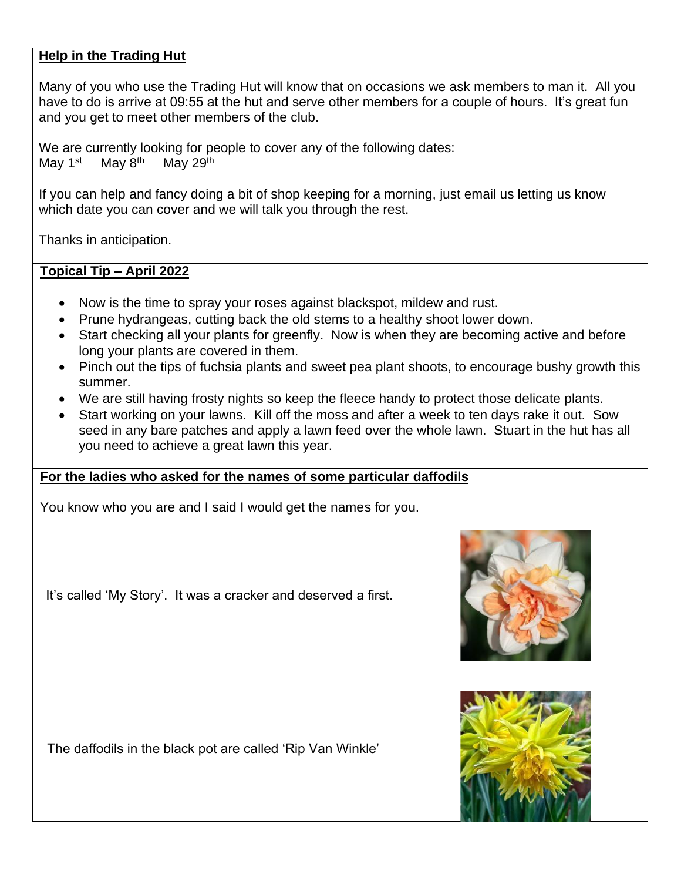**Help in the Trading Hut**

Many of you who use the Trading Hut will know that on occasions we ask members to man it. All you have to do is arrive at 09:55 at the hut and serve other members for a couple of hours. It's great fun and you get to meet other members of the club.

We are currently looking for people to cover any of the following dates:
May 1st    May 8th    May 29th

If you can help and fancy doing a bit of shop keeping for a morning, just email us letting us know which date you can cover and we will talk you through the rest.

Thanks in anticipation.

**Topical Tip – April 2022**

- Now is the time to spray your roses against blackspot, mildew and rust.
- Prune hydrangeas, cutting back the old stems to a healthy shoot lower down.
- Start checking all your plants for greenfly. Now is when they are becoming active and before long your plants are covered in them.
- Pinch out the tips of fuchsia plants and sweet pea plant shoots, to encourage bushy growth this summer.
- We are still having frosty nights so keep the fleece handy to protect those delicate plants.
- Start working on your lawns. Kill off the moss and after a week to ten days rake it out. Sow seed in any bare patches and apply a lawn feed over the whole lawn. Stuart in the hut has all you need to achieve a great lawn this year.

**For the ladies who asked for the names of some particular daffodils**

You know who you are and I said I would get the names for you.

It's called 'My Story'. It was a cracker and deserved a first.

The daffodils in the black pot are called 'Rip Van Winkle'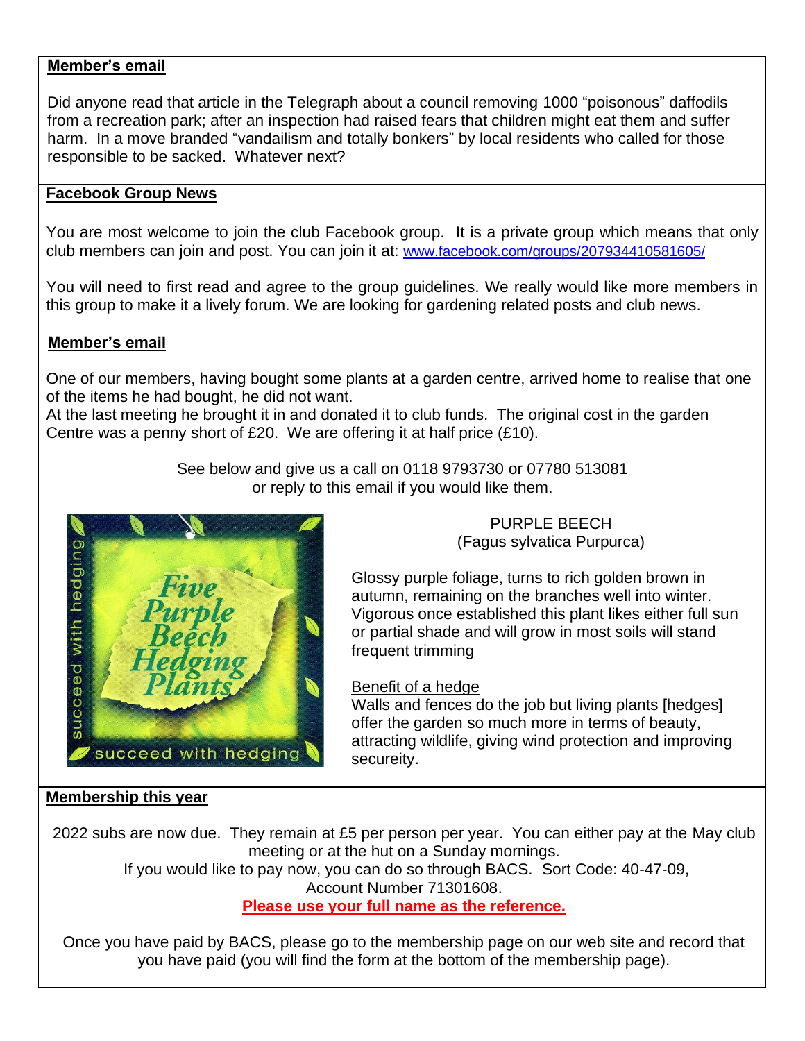**Member's email**

Did anyone read that article in the Telegraph about a council removing 1000 "poisonous" daffodils from a recreation park; after an inspection had raised fears that children might eat them and suffer harm. In a move branded "vandailism and totally bonkers" by local residents who called for those responsible to be sacked. Whatever next?

**Facebook Group News**

You are most welcome to join the club Facebook group. It is a private group which means that only club members can join and post. You can join it at: www.facebook.com/groups/207934410581605/

You will need to first read and agree to the group guidelines. We really would like more members in this group to make it a lively forum. We are looking for gardening related posts and club news.

**Member's email**

One of our members, having bought some plants at a garden centre, arrived home to realise that one of the items he had bought, he did not want.
At the last meeting he brought it in and donated it to club funds. The original cost in the garden Centre was a penny short of £20. We are offering it at half price (£10).

See below and give us a call on 0118 9793730 or 07780 513081
or reply to this email if you would like them.

Five Purple Beech Hedging Plants

succeed with hedging

PURPLE BEECH
(Fagus sylvatica Purpurca)

Glossy purple foliage, turns to rich golden brown in autumn, remaining on the branches well into winter. Vigorous once established this plant likes either full sun or partial shade and will grow in most soils will stand frequent trimming

Benefit of a hedge
Walls and fences do the job but living plants [hedges] offer the garden so much more in terms of beauty, attracting wildlife, giving wind protection and improving secureity.

**Membership this year**

2022 subs are now due. They remain at £5 per person per year. You can either pay at the May club meeting or at the hut on a Sunday mornings.
If you would like to pay now, you can do so through BACS. Sort Code: 40-47-09,
Account Number 71301608.
**Please use your full name as the reference.**

Once you have paid by BACS, please go to the membership page on our web site and record that you have paid (you will find the form at the bottom of the membership page).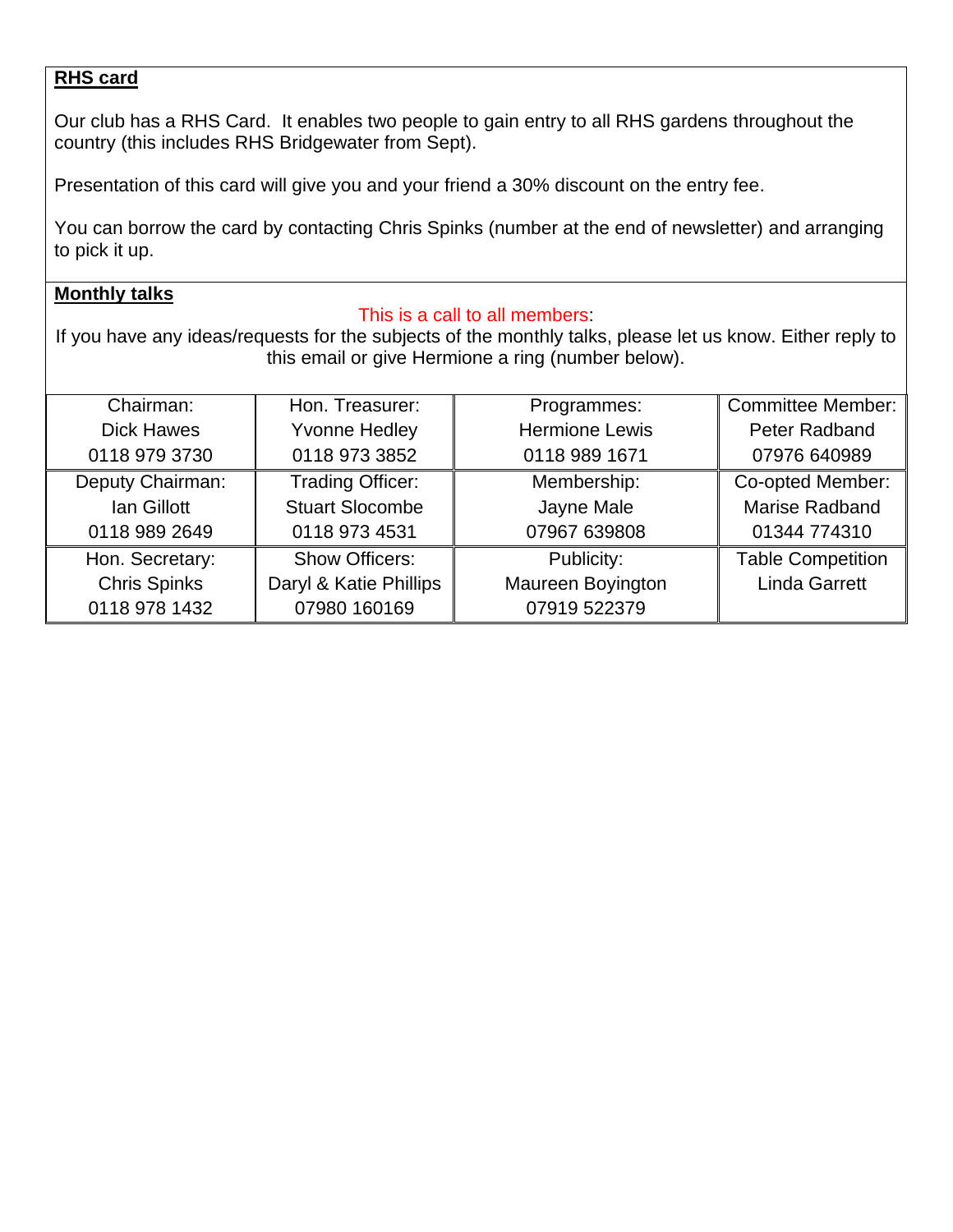**RHS card**

Our club has a RHS Card. It enables two people to gain entry to all RHS gardens throughout the country (this includes RHS Bridgewater from Sept).

Presentation of this card will give you and your friend a 30% discount on the entry fee.

You can borrow the card by contacting Chris Spinks (number at the end of newsletter) and arranging to pick it up.

**Monthly talks**

This is a call to all members:

If you have any ideas/requests for the subjects of the monthly talks, please let us know. Either reply to this email or give Hermione a ring (number below).

| | | | |
|---|---|---|---|
| Chairman:<br>Dick Hawes<br>0118 979 3730 | Hon. Treasurer:<br>Yvonne Hedley<br>0118 973 3852 | Programmes:<br>Hermione Lewis<br>0118 989 1671 | Committee Member:<br>Peter Radband<br>07976 640989 |
| Deputy Chairman:<br>Ian Gillott<br>0118 989 2649 | Trading Officer:<br>Stuart Slocombe<br>0118 973 4531 | Membership:<br>Jayne Male<br>07967 639808 | Co-opted Member:<br>Marise Radband<br>01344 774310 |
| Hon. Secretary:<br>Chris Spinks<br>0118 978 1432 | Show Officers:<br>Daryl & Katie Phillips<br>07980 160169 | Publicity:<br>Maureen Boyington<br>07919 522379 | Table Competition<br>Linda Garrett |